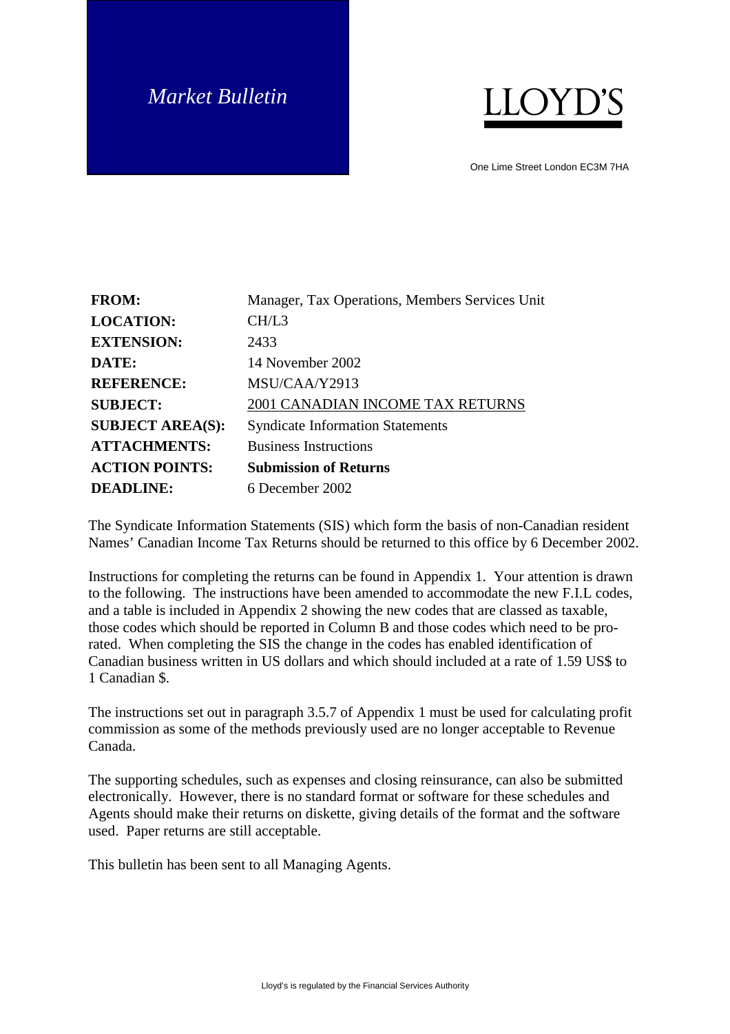*Market Bulletin*

LLOYD'S

One Lime Street London EC3M 7HA

| | |
|---|---|
| **FROM:** | Manager, Tax Operations, Members Services Unit |
| **LOCATION:** | CH/L3 |
| **EXTENSION:** | 2433 |
| **DATE:** | 14 November 2002 |
| **REFERENCE:** | MSU/CAA/Y2913 |
| **SUBJECT:** | 2001 CANADIAN INCOME TAX RETURNS |
| **SUBJECT AREA(S):** | Syndicate Information Statements |
| **ATTACHMENTS:** | Business Instructions |
| **ACTION POINTS:** | **Submission of Returns** |
| **DEADLINE:** | 6 December 2002 |

The Syndicate Information Statements (SIS) which form the basis of non-Canadian resident Names' Canadian Income Tax Returns should be returned to this office by 6 December 2002.

Instructions for completing the returns can be found in Appendix 1. Your attention is drawn to the following. The instructions have been amended to accommodate the new F.I.L codes, and a table is included in Appendix 2 showing the new codes that are classed as taxable, those codes which should be reported in Column B and those codes which need to be pro-rated. When completing the SIS the change in the codes has enabled identification of Canadian business written in US dollars and which should included at a rate of 1.59 US$ to 1 Canadian $.

The instructions set out in paragraph 3.5.7 of Appendix 1 must be used for calculating profit commission as some of the methods previously used are no longer acceptable to Revenue Canada.

The supporting schedules, such as expenses and closing reinsurance, can also be submitted electronically. However, there is no standard format or software for these schedules and Agents should make their returns on diskette, giving details of the format and the software used. Paper returns are still acceptable.

This bulletin has been sent to all Managing Agents.

Lloyd's is regulated by the Financial Services Authority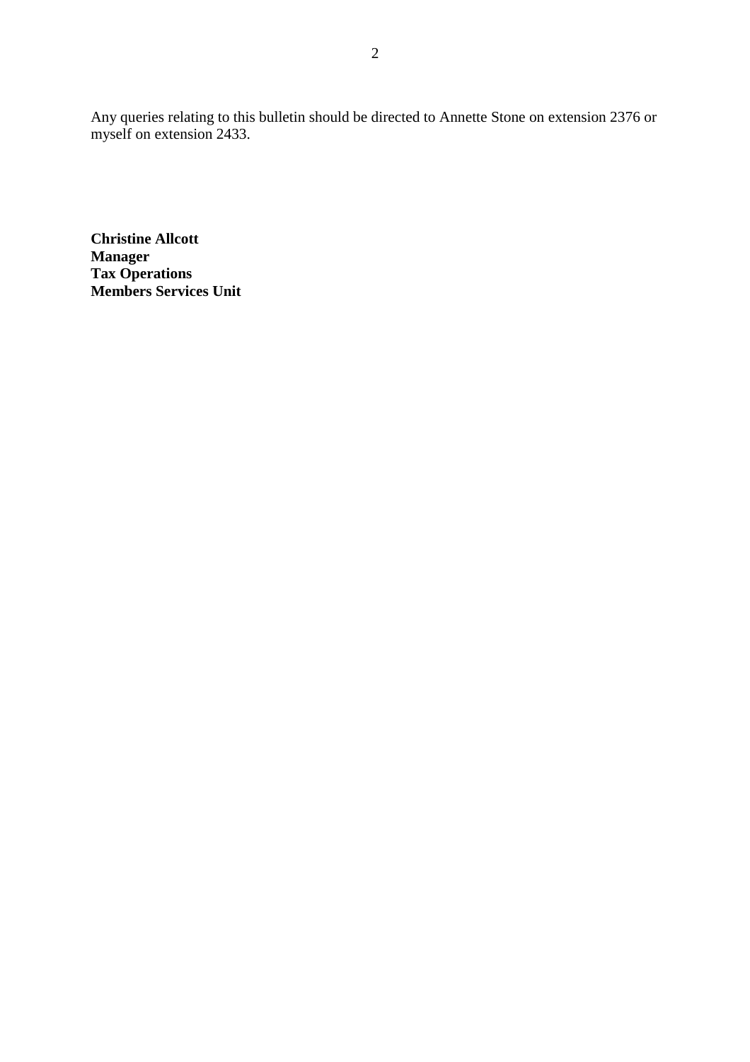Any queries relating to this bulletin should be directed to Annette Stone on extension 2376 or myself on extension 2433.

**Christine Allcott**
**Manager**
**Tax Operations**
**Members Services Unit**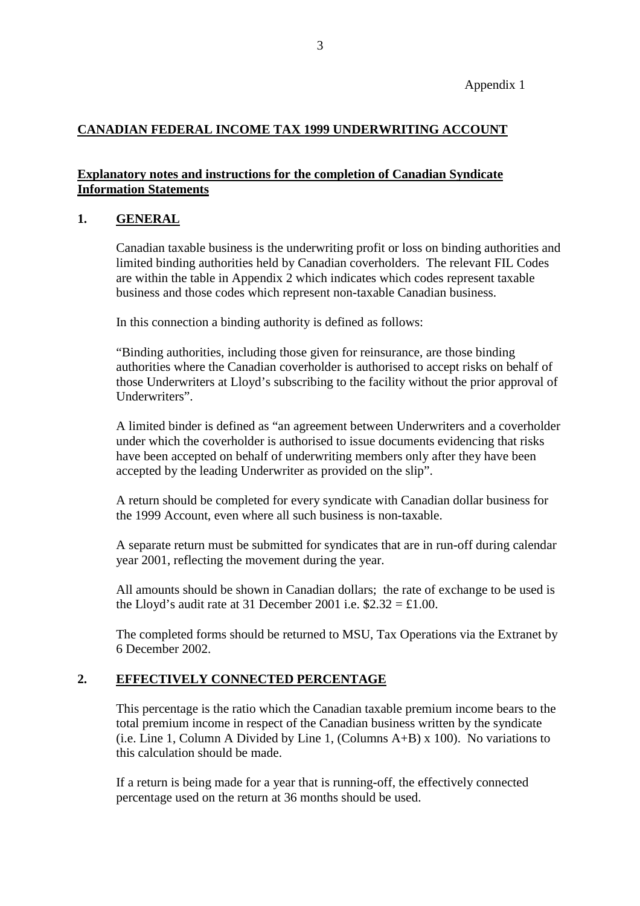Appendix 1

## CANADIAN FEDERAL INCOME TAX 1999 UNDERWRITING ACCOUNT

### Explanatory notes and instructions for the completion of Canadian Syndicate Information Statements

### 1. GENERAL

Canadian taxable business is the underwriting profit or loss on binding authorities and limited binding authorities held by Canadian coverholders. The relevant FIL Codes are within the table in Appendix 2 which indicates which codes represent taxable business and those codes which represent non-taxable Canadian business.

In this connection a binding authority is defined as follows:

"Binding authorities, including those given for reinsurance, are those binding authorities where the Canadian coverholder is authorised to accept risks on behalf of those Underwriters at Lloyd's subscribing to the facility without the prior approval of Underwriters".

A limited binder is defined as "an agreement between Underwriters and a coverholder under which the coverholder is authorised to issue documents evidencing that risks have been accepted on behalf of underwriting members only after they have been accepted by the leading Underwriter as provided on the slip".

A return should be completed for every syndicate with Canadian dollar business for the 1999 Account, even where all such business is non-taxable.

A separate return must be submitted for syndicates that are in run-off during calendar year 2001, reflecting the movement during the year.

All amounts should be shown in Canadian dollars; the rate of exchange to be used is the Lloyd's audit rate at 31 December 2001 i.e. $2.32 = £1.00.

The completed forms should be returned to MSU, Tax Operations via the Extranet by 6 December 2002.

### 2. EFFECTIVELY CONNECTED PERCENTAGE

This percentage is the ratio which the Canadian taxable premium income bears to the total premium income in respect of the Canadian business written by the syndicate (i.e. Line 1, Column A Divided by Line 1, (Columns A+B) x 100). No variations to this calculation should be made.

If a return is being made for a year that is running-off, the effectively connected percentage used on the return at 36 months should be used.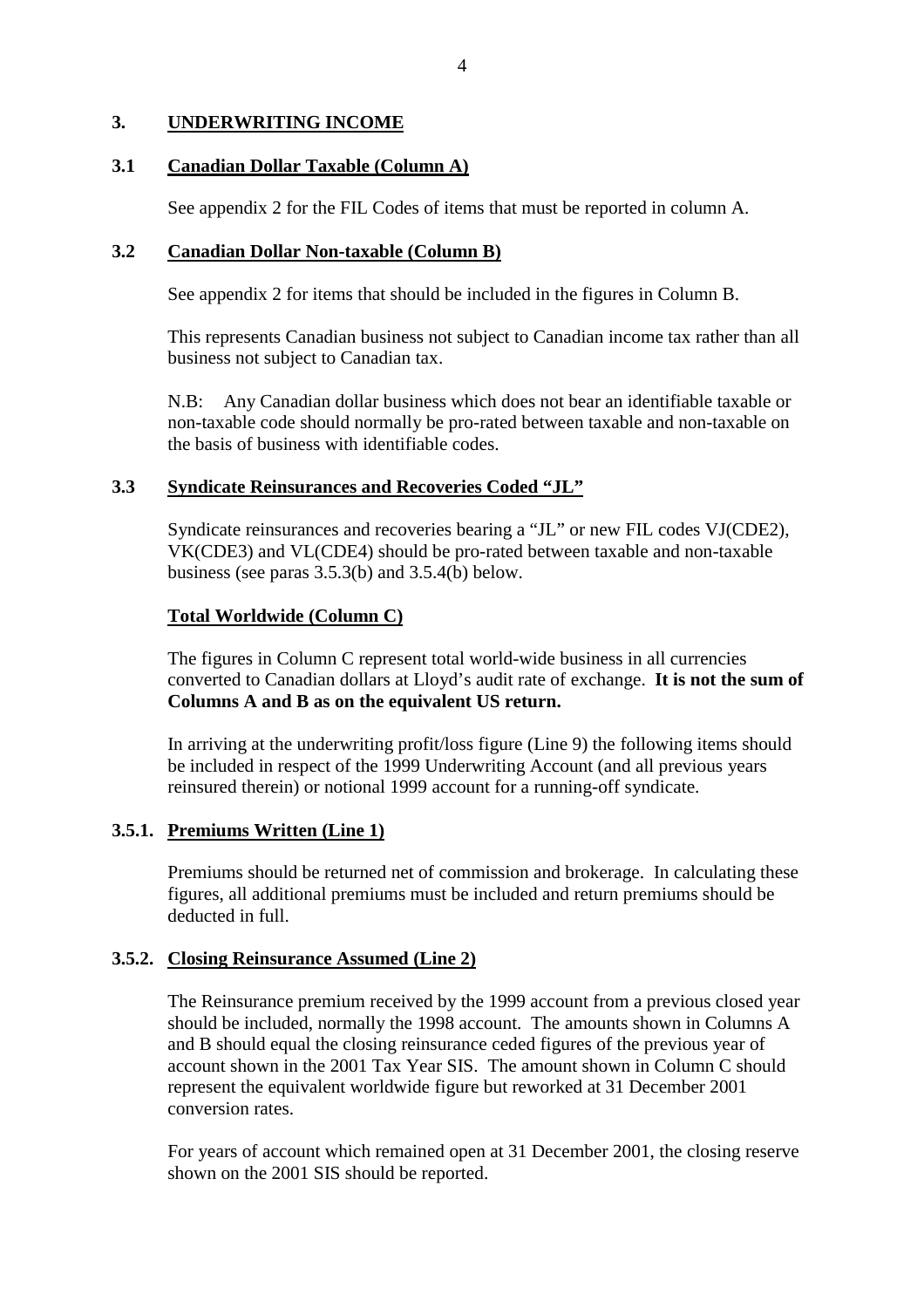## 3. UNDERWRITING INCOME

### 3.1 Canadian Dollar Taxable (Column A)

See appendix 2 for the FIL Codes of items that must be reported in column A.

### 3.2 Canadian Dollar Non-taxable (Column B)

See appendix 2 for items that should be included in the figures in Column B.

This represents Canadian business not subject to Canadian income tax rather than all business not subject to Canadian tax.

N.B: Any Canadian dollar business which does not bear an identifiable taxable or non-taxable code should normally be pro-rated between taxable and non-taxable on the basis of business with identifiable codes.

### 3.3 Syndicate Reinsurances and Recoveries Coded "JL"

Syndicate reinsurances and recoveries bearing a "JL" or new FIL codes VJ(CDE2), VK(CDE3) and VL(CDE4) should be pro-rated between taxable and non-taxable business (see paras 3.5.3(b) and 3.5.4(b) below.

### Total Worldwide (Column C)

The figures in Column C represent total world-wide business in all currencies converted to Canadian dollars at Lloyd's audit rate of exchange. **It is not the sum of Columns A and B as on the equivalent US return.**

In arriving at the underwriting profit/loss figure (Line 9) the following items should be included in respect of the 1999 Underwriting Account (and all previous years reinsured therein) or notional 1999 account for a running-off syndicate.

### 3.5.1. Premiums Written (Line 1)

Premiums should be returned net of commission and brokerage. In calculating these figures, all additional premiums must be included and return premiums should be deducted in full.

### 3.5.2. Closing Reinsurance Assumed (Line 2)

The Reinsurance premium received by the 1999 account from a previous closed year should be included, normally the 1998 account. The amounts shown in Columns A and B should equal the closing reinsurance ceded figures of the previous year of account shown in the 2001 Tax Year SIS. The amount shown in Column C should represent the equivalent worldwide figure but reworked at 31 December 2001 conversion rates.

For years of account which remained open at 31 December 2001, the closing reserve shown on the 2001 SIS should be reported.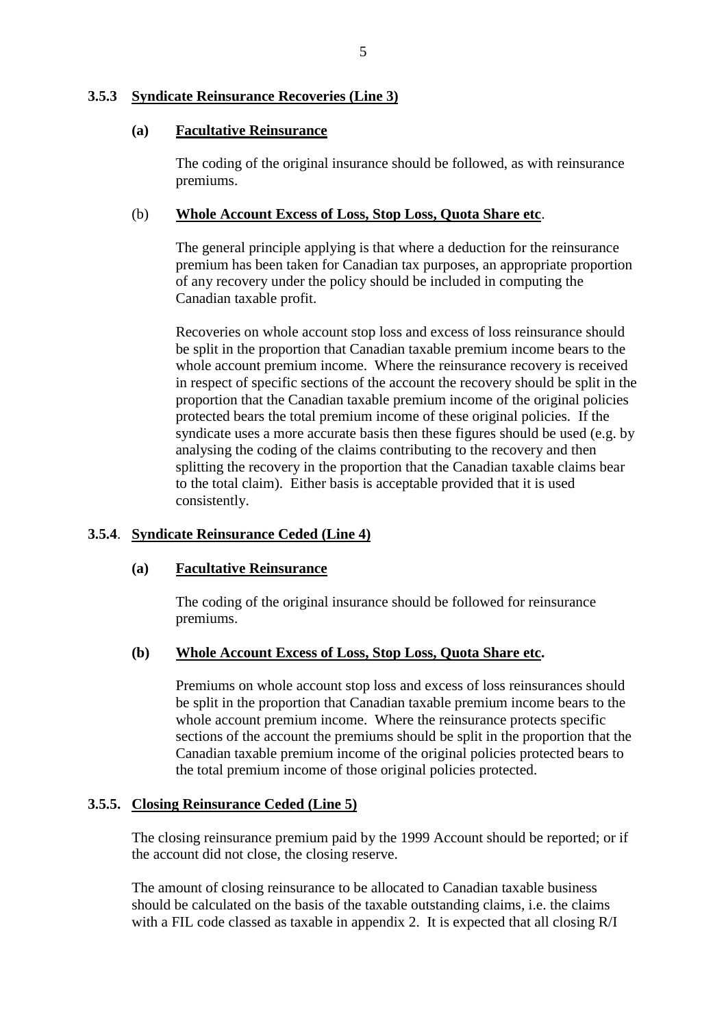### 3.5.3 Syndicate Reinsurance Recoveries (Line 3)

**(a) Facultative Reinsurance**

The coding of the original insurance should be followed, as with reinsurance premiums.

(b) **Whole Account Excess of Loss, Stop Loss, Quota Share etc**.

The general principle applying is that where a deduction for the reinsurance premium has been taken for Canadian tax purposes, an appropriate proportion of any recovery under the policy should be included in computing the Canadian taxable profit.

Recoveries on whole account stop loss and excess of loss reinsurance should be split in the proportion that Canadian taxable premium income bears to the whole account premium income. Where the reinsurance recovery is received in respect of specific sections of the account the recovery should be split in the proportion that the Canadian taxable premium income of the original policies protected bears the total premium income of these original policies. If the syndicate uses a more accurate basis then these figures should be used (e.g. by analysing the coding of the claims contributing to the recovery and then splitting the recovery in the proportion that the Canadian taxable claims bear to the total claim). Either basis is acceptable provided that it is used consistently.

### 3.5.4. Syndicate Reinsurance Ceded (Line 4)

**(a) Facultative Reinsurance**

The coding of the original insurance should be followed for reinsurance premiums.

**(b) Whole Account Excess of Loss, Stop Loss, Quota Share etc.**

Premiums on whole account stop loss and excess of loss reinsurances should be split in the proportion that Canadian taxable premium income bears to the whole account premium income. Where the reinsurance protects specific sections of the account the premiums should be split in the proportion that the Canadian taxable premium income of the original policies protected bears to the total premium income of those original policies protected.

### 3.5.5. Closing Reinsurance Ceded (Line 5)

The closing reinsurance premium paid by the 1999 Account should be reported; or if the account did not close, the closing reserve.

The amount of closing reinsurance to be allocated to Canadian taxable business should be calculated on the basis of the taxable outstanding claims, i.e. the claims with a FIL code classed as taxable in appendix 2. It is expected that all closing R/I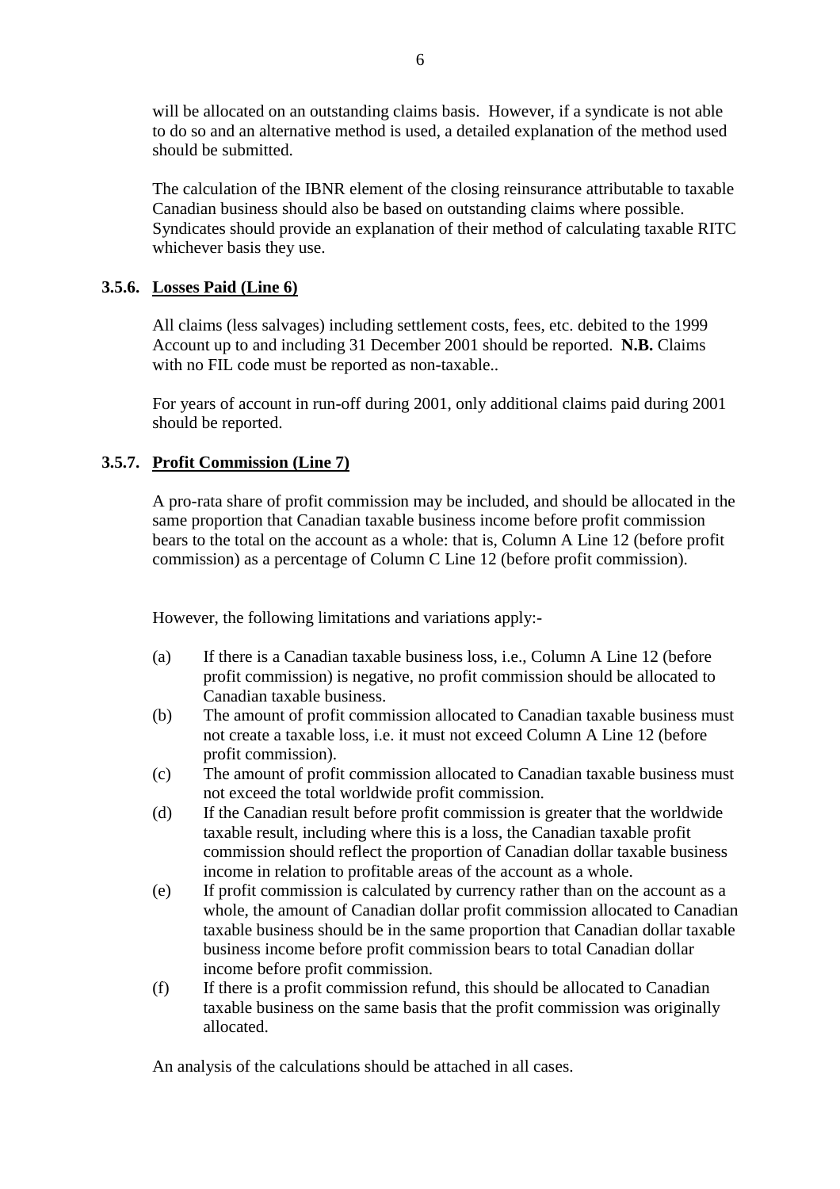will be allocated on an outstanding claims basis. However, if a syndicate is not able to do so and an alternative method is used, a detailed explanation of the method used should be submitted.

The calculation of the IBNR element of the closing reinsurance attributable to taxable Canadian business should also be based on outstanding claims where possible. Syndicates should provide an explanation of their method of calculating taxable RITC whichever basis they use.

### 3.5.6. Losses Paid (Line 6)

All claims (less salvages) including settlement costs, fees, etc. debited to the 1999 Account up to and including 31 December 2001 should be reported. **N.B.** Claims with no FIL code must be reported as non-taxable..

For years of account in run-off during 2001, only additional claims paid during 2001 should be reported.

### 3.5.7. Profit Commission (Line 7)

A pro-rata share of profit commission may be included, and should be allocated in the same proportion that Canadian taxable business income before profit commission bears to the total on the account as a whole: that is, Column A Line 12 (before profit commission) as a percentage of Column C Line 12 (before profit commission).

However, the following limitations and variations apply:-

(a) If there is a Canadian taxable business loss, i.e., Column A Line 12 (before profit commission) is negative, no profit commission should be allocated to Canadian taxable business.

(b) The amount of profit commission allocated to Canadian taxable business must not create a taxable loss, i.e. it must not exceed Column A Line 12 (before profit commission).

(c) The amount of profit commission allocated to Canadian taxable business must not exceed the total worldwide profit commission.

(d) If the Canadian result before profit commission is greater that the worldwide taxable result, including where this is a loss, the Canadian taxable profit commission should reflect the proportion of Canadian dollar taxable business income in relation to profitable areas of the account as a whole.

(e) If profit commission is calculated by currency rather than on the account as a whole, the amount of Canadian dollar profit commission allocated to Canadian taxable business should be in the same proportion that Canadian dollar taxable business income before profit commission bears to total Canadian dollar income before profit commission.

(f) If there is a profit commission refund, this should be allocated to Canadian taxable business on the same basis that the profit commission was originally allocated.

An analysis of the calculations should be attached in all cases.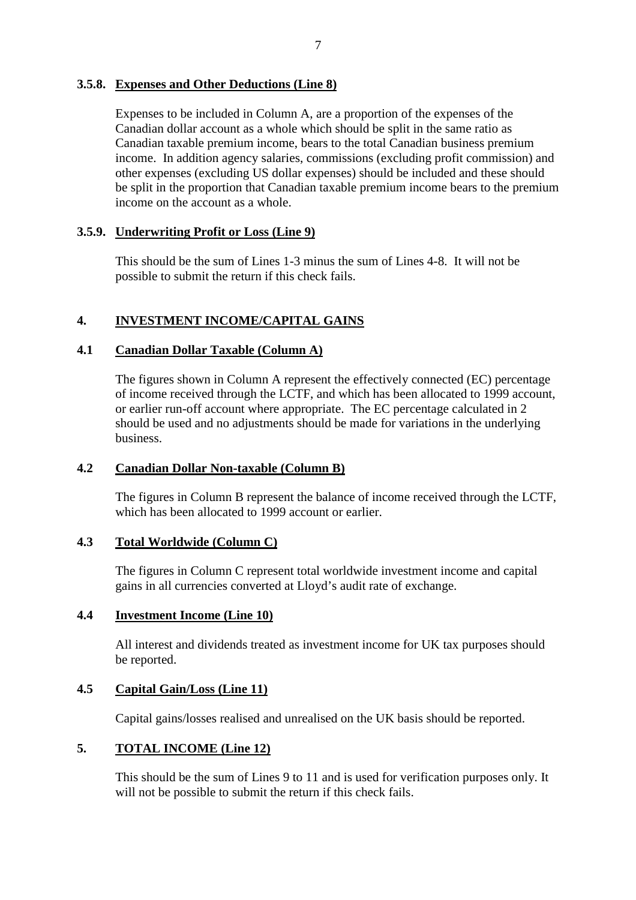### 3.5.8. Expenses and Other Deductions (Line 8)

Expenses to be included in Column A, are a proportion of the expenses of the Canadian dollar account as a whole which should be split in the same ratio as Canadian taxable premium income, bears to the total Canadian business premium income. In addition agency salaries, commissions (excluding profit commission) and other expenses (excluding US dollar expenses) should be included and these should be split in the proportion that Canadian taxable premium income bears to the premium income on the account as a whole.

### 3.5.9. Underwriting Profit or Loss (Line 9)

This should be the sum of Lines 1-3 minus the sum of Lines 4-8. It will not be possible to submit the return if this check fails.

## 4. INVESTMENT INCOME/CAPITAL GAINS

### 4.1 Canadian Dollar Taxable (Column A)

The figures shown in Column A represent the effectively connected (EC) percentage of income received through the LCTF, and which has been allocated to 1999 account, or earlier run-off account where appropriate. The EC percentage calculated in 2 should be used and no adjustments should be made for variations in the underlying business.

### 4.2 Canadian Dollar Non-taxable (Column B)

The figures in Column B represent the balance of income received through the LCTF, which has been allocated to 1999 account or earlier.

### 4.3 Total Worldwide (Column C)

The figures in Column C represent total worldwide investment income and capital gains in all currencies converted at Lloyd's audit rate of exchange.

### 4.4 Investment Income (Line 10)

All interest and dividends treated as investment income for UK tax purposes should be reported.

### 4.5 Capital Gain/Loss (Line 11)

Capital gains/losses realised and unrealised on the UK basis should be reported.

## 5. TOTAL INCOME (Line 12)

This should be the sum of Lines 9 to 11 and is used for verification purposes only. It will not be possible to submit the return if this check fails.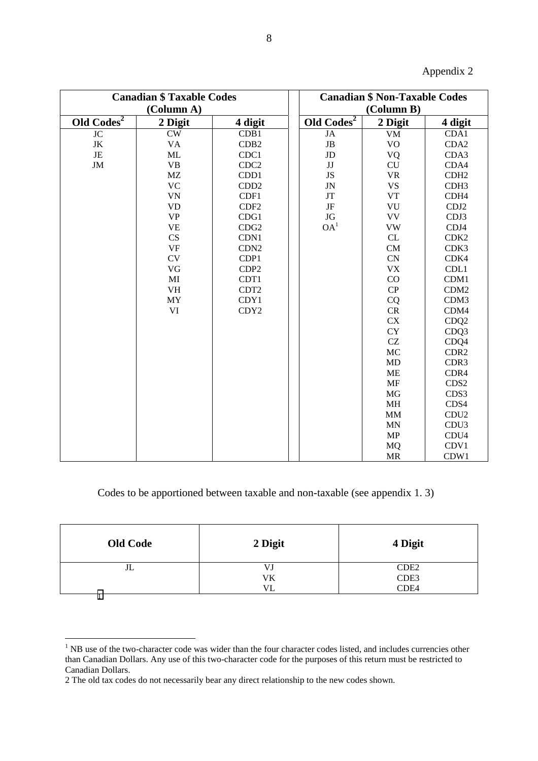Appendix 2

| Canadian $ Taxable Codes (Column A) | | | | Canadian $ Non-Taxable Codes (Column B) | | |
|---|---|---|---|---|---|---|
| Old Codes[2] | 2 Digit | 4 digit | | Old Codes[2] | 2 Digit | 4 digit |
| JC | CW | CDB1 | | JA | VM | CDA1 |
| JK | VA | CDB2 | | JB | VO | CDA2 |
| JE | ML | CDC1 | | JD | VQ | CDA3 |
| JM | VB | CDC2 | | JJ | CU | CDA4 |
| | MZ | CDD1 | | JS | VR | CDH2 |
| | VC | CDD2 | | JN | VS | CDH3 |
| | VN | CDF1 | | JT | VT | CDH4 |
| | VD | CDF2 | | JF | VU | CDJ2 |
| | VP | CDG1 | | JG | VV | CDJ3 |
| | VE | CDG2 | | OA[1] | VW | CDJ4 |
| | CS | CDN1 | | | CL | CDK2 |
| | VF | CDN2 | | | CM | CDK3 |
| | CV | CDP1 | | | CN | CDK4 |
| | VG | CDP2 | | | VX | CDL1 |
| | MI | CDT1 | | | CO | CDM1 |
| | VH | CDT2 | | | CP | CDM2 |
| | MY | CDY1 | | | CQ | CDM3 |
| | VI | CDY2 | | | CR | CDM4 |
| | | | | | CX | CDQ2 |
| | | | | | CY | CDQ3 |
| | | | | | CZ | CDQ4 |
| | | | | | MC | CDR2 |
| | | | | | MD | CDR3 |
| | | | | | ME | CDR4 |
| | | | | | MF | CDS2 |
| | | | | | MG | CDS3 |
| | | | | | MH | CDS4 |
| | | | | | MM | CDU2 |
| | | | | | MN | CDU3 |
| | | | | | MP | CDU4 |
| | | | | | MQ | CDV1 |
| | | | | | MR | CDW1 |

Codes to be apportioned between taxable and non-taxable (see appendix 1. 3)

| Old Code | 2 Digit | 4 Digit |
|---|---|---|
| JL | VJ | CDE2 |
| | VK | CDE3 |
| | VL | CDE4 |

[1] NB use of the two-character code was wider than the four character codes listed, and includes currencies other than Canadian Dollars. Any use of this two-character code for the purposes of this return must be restricted to Canadian Dollars.

2 The old tax codes do not necessarily bear any direct relationship to the new codes shown.